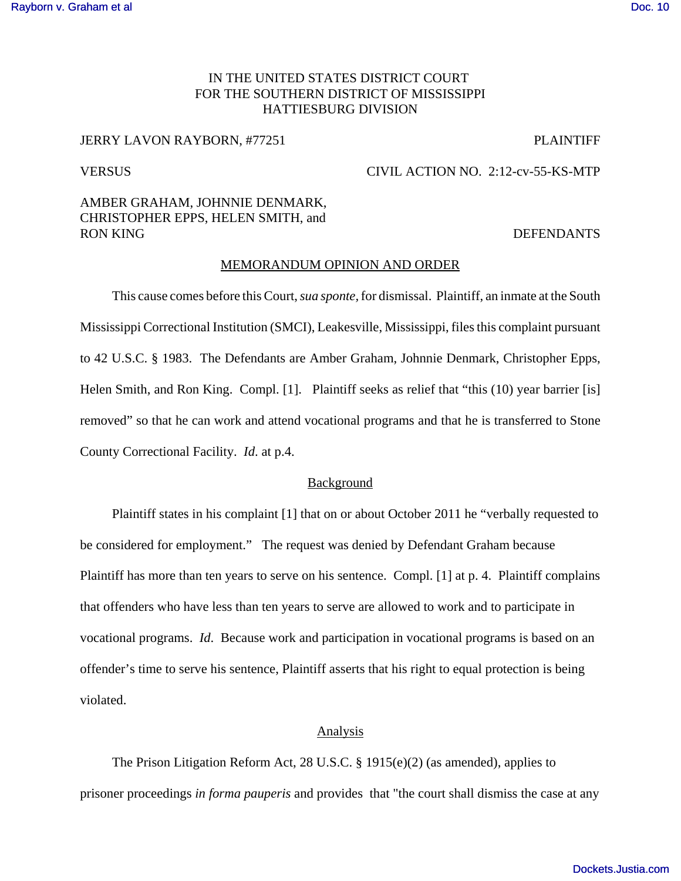IN THE UNITED STATES DISTRICT COURT
FOR THE SOUTHERN DISTRICT OF MISSISSIPPI
HATTIESBURG DIVISION

JERRY LAVON RAYBORN, #77251 — PLAINTIFF

VERSUS — CIVIL ACTION NO. 2:12-cv-55-KS-MTP

AMBER GRAHAM, JOHNNIE DENMARK, CHRISTOPHER EPPS, HELEN SMITH, and RON KING — DEFENDANTS

## MEMORANDUM OPINION AND ORDER

This cause comes before this Court, *sua sponte*, for dismissal. Plaintiff, an inmate at the South Mississippi Correctional Institution (SMCI), Leakesville, Mississippi, files this complaint pursuant to 42 U.S.C. § 1983. The Defendants are Amber Graham, Johnnie Denmark, Christopher Epps, Helen Smith, and Ron King. Compl. [1]. Plaintiff seeks as relief that "this (10) year barrier [is] removed" so that he can work and attend vocational programs and that he is transferred to Stone County Correctional Facility. *Id.* at p.4.

### Background

Plaintiff states in his complaint [1] that on or about October 2011 he "verbally requested to be considered for employment." The request was denied by Defendant Graham because Plaintiff has more than ten years to serve on his sentence. Compl. [1] at p. 4. Plaintiff complains that offenders who have less than ten years to serve are allowed to work and to participate in vocational programs. *Id*. Because work and participation in vocational programs is based on an offender's time to serve his sentence, Plaintiff asserts that his right to equal protection is being violated.

### Analysis

The Prison Litigation Reform Act, 28 U.S.C. § 1915(e)(2) (as amended), applies to prisoner proceedings *in forma pauperis* and provides that "the court shall dismiss the case at any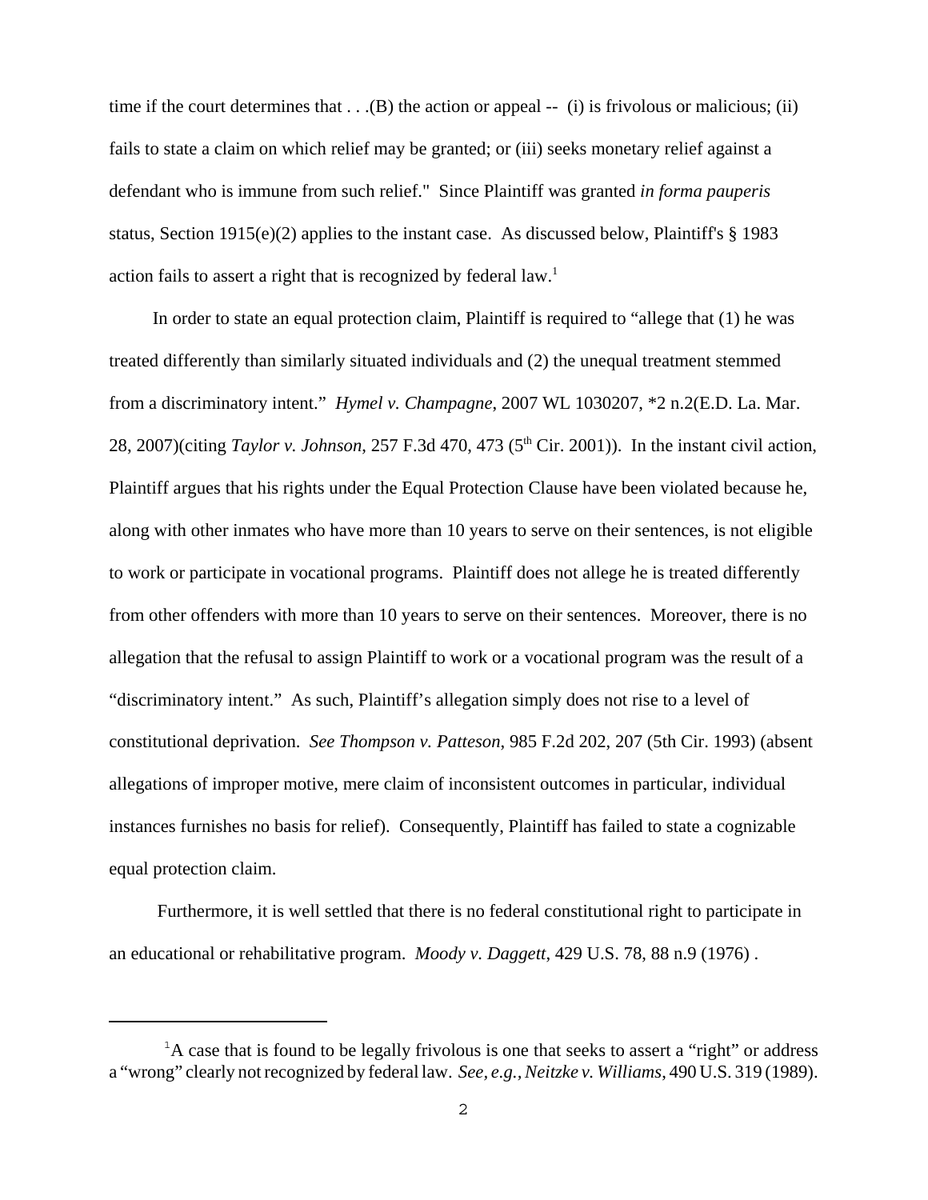time if the court determines that . . .(B) the action or appeal -- (i) is frivolous or malicious; (ii) fails to state a claim on which relief may be granted; or (iii) seeks monetary relief against a defendant who is immune from such relief." Since Plaintiff was granted *in forma pauperis* status, Section 1915(e)(2) applies to the instant case. As discussed below, Plaintiff's § 1983 action fails to assert a right that is recognized by federal law.[1]

In order to state an equal protection claim, Plaintiff is required to "allege that (1) he was treated differently than similarly situated individuals and (2) the unequal treatment stemmed from a discriminatory intent." *Hymel v. Champagne*, 2007 WL 1030207, *2 n.2(E.D. La. Mar. 28, 2007)(citing *Taylor v. Johnson*, 257 F.3d 470, 473 (5th Cir. 2001)). In the instant civil action, Plaintiff argues that his rights under the Equal Protection Clause have been violated because he, along with other inmates who have more than 10 years to serve on their sentences, is not eligible to work or participate in vocational programs. Plaintiff does not allege he is treated differently from other offenders with more than 10 years to serve on their sentences. Moreover, there is no allegation that the refusal to assign Plaintiff to work or a vocational program was the result of a "discriminatory intent." As such, Plaintiff's allegation simply does not rise to a level of constitutional deprivation. *See Thompson v. Patteson*, 985 F.2d 202, 207 (5th Cir. 1993) (absent allegations of improper motive, mere claim of inconsistent outcomes in particular, individual instances furnishes no basis for relief). Consequently, Plaintiff has failed to state a cognizable equal protection claim.

Furthermore, it is well settled that there is no federal constitutional right to participate in an educational or rehabilitative program. *Moody v. Daggett*, 429 U.S. 78, 88 n.9 (1976) .

---

[1] A case that is found to be legally frivolous is one that seeks to assert a "right" or address a "wrong" clearly not recognized by federal law. *See, e.g., Neitzke v. Williams*, 490 U.S. 319 (1989).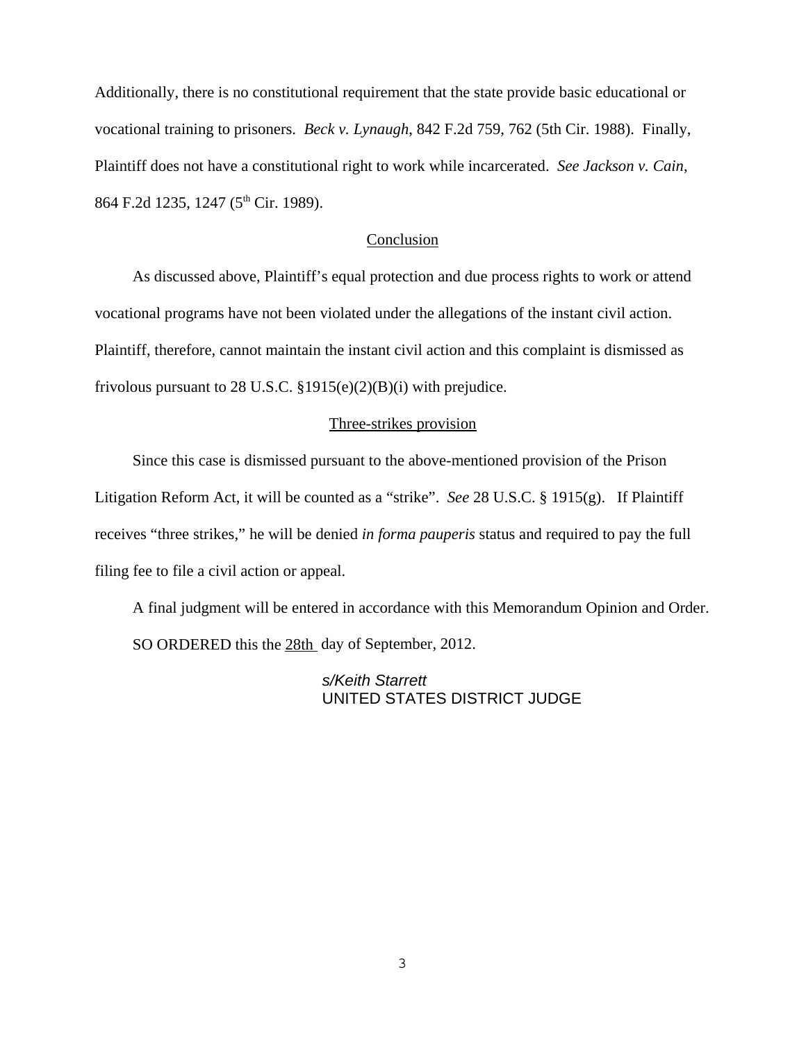Additionally, there is no constitutional requirement that the state provide basic educational or vocational training to prisoners. *Beck v. Lynaugh*, 842 F.2d 759, 762 (5th Cir. 1988). Finally, Plaintiff does not have a constitutional right to work while incarcerated. *See Jackson v. Cain*, 864 F.2d 1235, 1247 (5th Cir. 1989).

## Conclusion

As discussed above, Plaintiff's equal protection and due process rights to work or attend vocational programs have not been violated under the allegations of the instant civil action. Plaintiff, therefore, cannot maintain the instant civil action and this complaint is dismissed as frivolous pursuant to 28 U.S.C. §1915(e)(2)(B)(i) with prejudice.

## Three-strikes provision

Since this case is dismissed pursuant to the above-mentioned provision of the Prison Litigation Reform Act, it will be counted as a "strike". *See* 28 U.S.C. § 1915(g). If Plaintiff receives "three strikes," he will be denied *in forma pauperis* status and required to pay the full filing fee to file a civil action or appeal.

A final judgment will be entered in accordance with this Memorandum Opinion and Order.

SO ORDERED this the 28th day of September, 2012.

*s/Keith Starrett*
UNITED STATES DISTRICT JUDGE